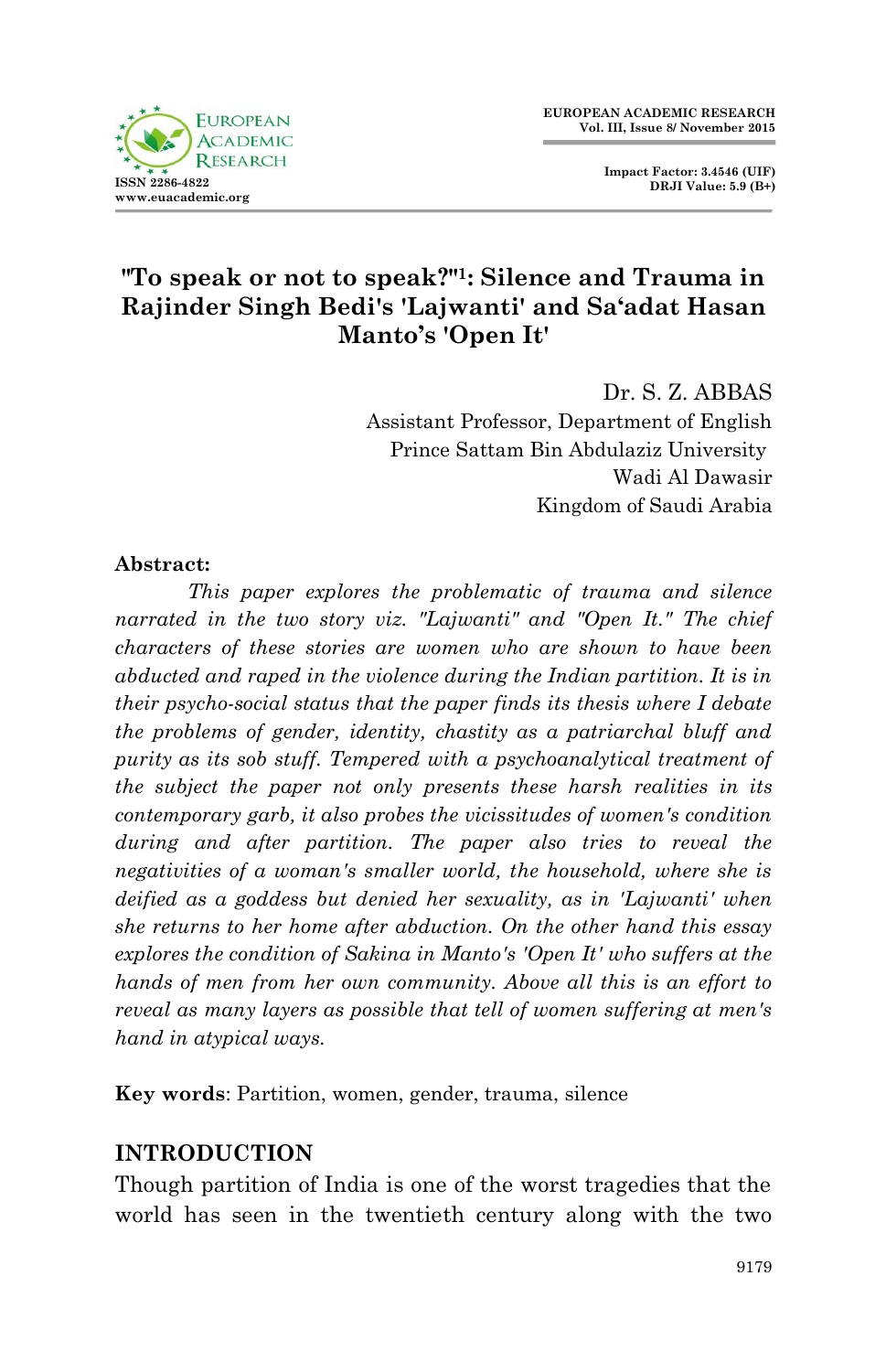# "To speak or not to speak?"[1]: Silence and Trauma in Rajinder Singh Bedi's 'Lajwanti' and Sa'adat Hasan Manto's 'Open It'

Dr. S. Z. ABBAS
Assistant Professor, Department of English
Prince Sattam Bin Abdulaziz University
Wadi Al Dawasir
Kingdom of Saudi Arabia

**Abstract:**

*This paper explores the problematic of trauma and silence narrated in the two story viz. "Lajwanti" and "Open It." The chief characters of these stories are women who are shown to have been abducted and raped in the violence during the Indian partition. It is in their psycho-social status that the paper finds its thesis where I debate the problems of gender, identity, chastity as a patriarchal bluff and purity as its sob stuff. Tempered with a psychoanalytical treatment of the subject the paper not only presents these harsh realities in its contemporary garb, it also probes the vicissitudes of women's condition during and after partition. The paper also tries to reveal the negativities of a woman's smaller world, the household, where she is deified as a goddess but denied her sexuality, as in 'Lajwanti' when she returns to her home after abduction. On the other hand this essay explores the condition of Sakina in Manto's 'Open It' who suffers at the hands of men from her own community. Above all this is an effort to reveal as many layers as possible that tell of women suffering at men's hand in atypical ways.*

**Key words**: Partition, women, gender, trauma, silence

## INTRODUCTION

Though partition of India is one of the worst tragedies that the world has seen in the twentieth century along with the two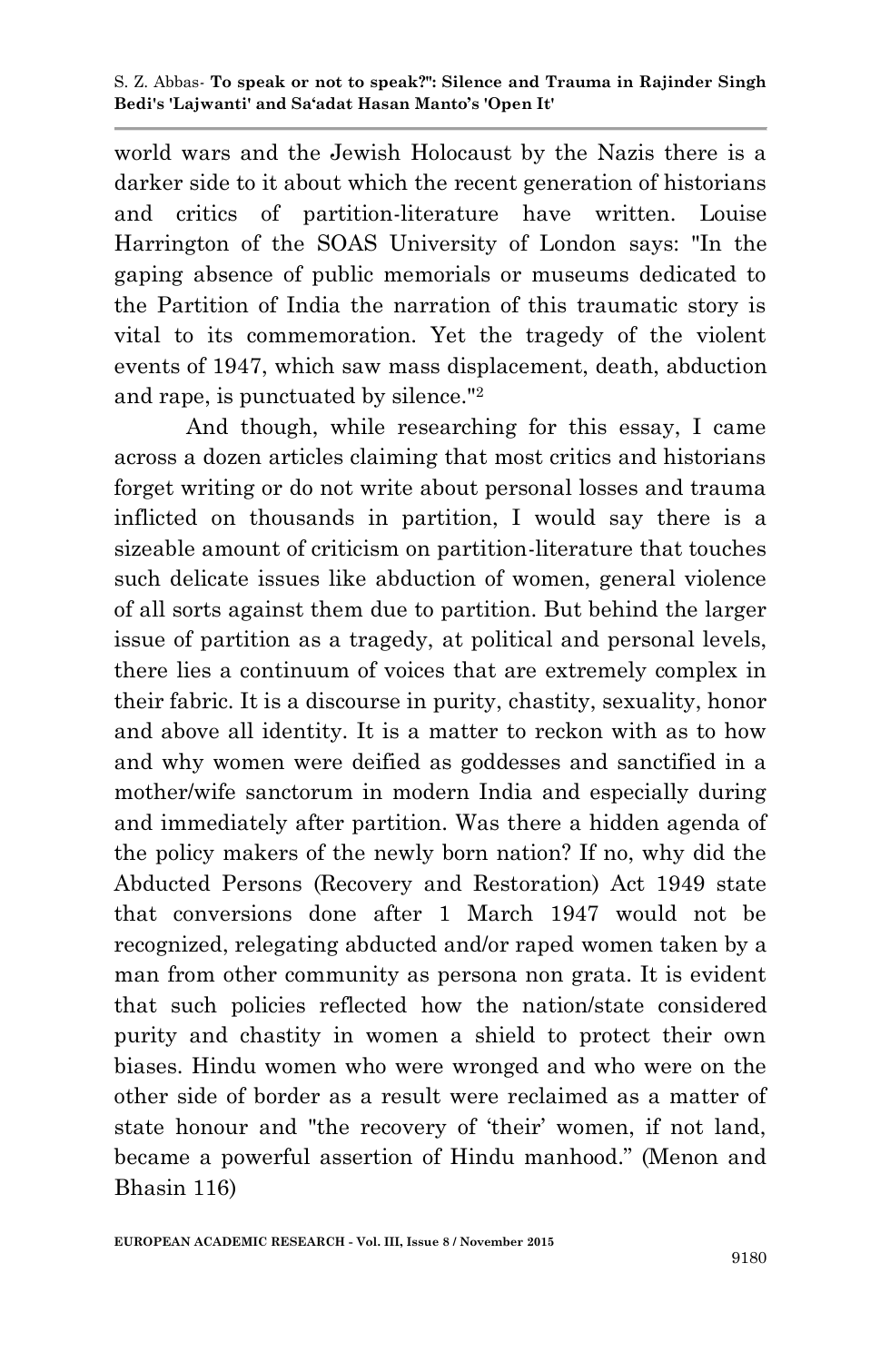world wars and the Jewish Holocaust by the Nazis there is a darker side to it about which the recent generation of historians and critics of partition-literature have written. Louise Harrington of the SOAS University of London says: "In the gaping absence of public memorials or museums dedicated to the Partition of India the narration of this traumatic story is vital to its commemoration. Yet the tragedy of the violent events of 1947, which saw mass displacement, death, abduction and rape, is punctuated by silence."[2]

And though, while researching for this essay, I came across a dozen articles claiming that most critics and historians forget writing or do not write about personal losses and trauma inflicted on thousands in partition, I would say there is a sizeable amount of criticism on partition-literature that touches such delicate issues like abduction of women, general violence of all sorts against them due to partition. But behind the larger issue of partition as a tragedy, at political and personal levels, there lies a continuum of voices that are extremely complex in their fabric. It is a discourse in purity, chastity, sexuality, honor and above all identity. It is a matter to reckon with as to how and why women were deified as goddesses and sanctified in a mother/wife sanctorum in modern India and especially during and immediately after partition. Was there a hidden agenda of the policy makers of the newly born nation? If no, why did the Abducted Persons (Recovery and Restoration) Act 1949 state that conversions done after 1 March 1947 would not be recognized, relegating abducted and/or raped women taken by a man from other community as persona non grata. It is evident that such policies reflected how the nation/state considered purity and chastity in women a shield to protect their own biases. Hindu women who were wronged and who were on the other side of border as a result were reclaimed as a matter of state honour and "the recovery of 'their' women, if not land, became a powerful assertion of Hindu manhood." (Menon and Bhasin 116)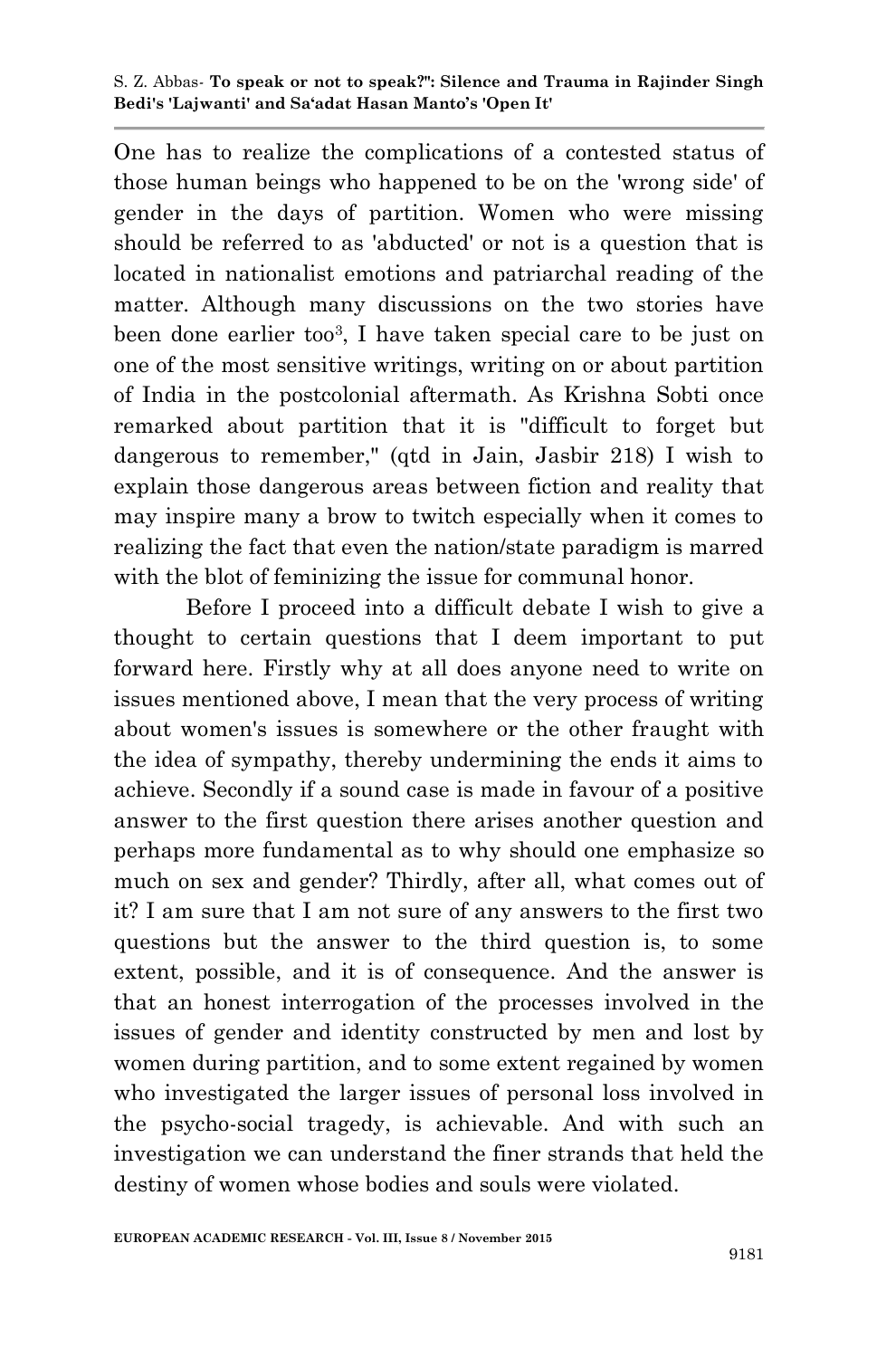One has to realize the complications of a contested status of those human beings who happened to be on the 'wrong side' of gender in the days of partition. Women who were missing should be referred to as 'abducted' or not is a question that is located in nationalist emotions and patriarchal reading of the matter. Although many discussions on the two stories have been done earlier too[3], I have taken special care to be just on one of the most sensitive writings, writing on or about partition of India in the postcolonial aftermath. As Krishna Sobti once remarked about partition that it is "difficult to forget but dangerous to remember," (qtd in Jain, Jasbir 218) I wish to explain those dangerous areas between fiction and reality that may inspire many a brow to twitch especially when it comes to realizing the fact that even the nation/state paradigm is marred with the blot of feminizing the issue for communal honor.

Before I proceed into a difficult debate I wish to give a thought to certain questions that I deem important to put forward here. Firstly why at all does anyone need to write on issues mentioned above, I mean that the very process of writing about women's issues is somewhere or the other fraught with the idea of sympathy, thereby undermining the ends it aims to achieve. Secondly if a sound case is made in favour of a positive answer to the first question there arises another question and perhaps more fundamental as to why should one emphasize so much on sex and gender? Thirdly, after all, what comes out of it? I am sure that I am not sure of any answers to the first two questions but the answer to the third question is, to some extent, possible, and it is of consequence. And the answer is that an honest interrogation of the processes involved in the issues of gender and identity constructed by men and lost by women during partition, and to some extent regained by women who investigated the larger issues of personal loss involved in the psycho-social tragedy, is achievable. And with such an investigation we can understand the finer strands that held the destiny of women whose bodies and souls were violated.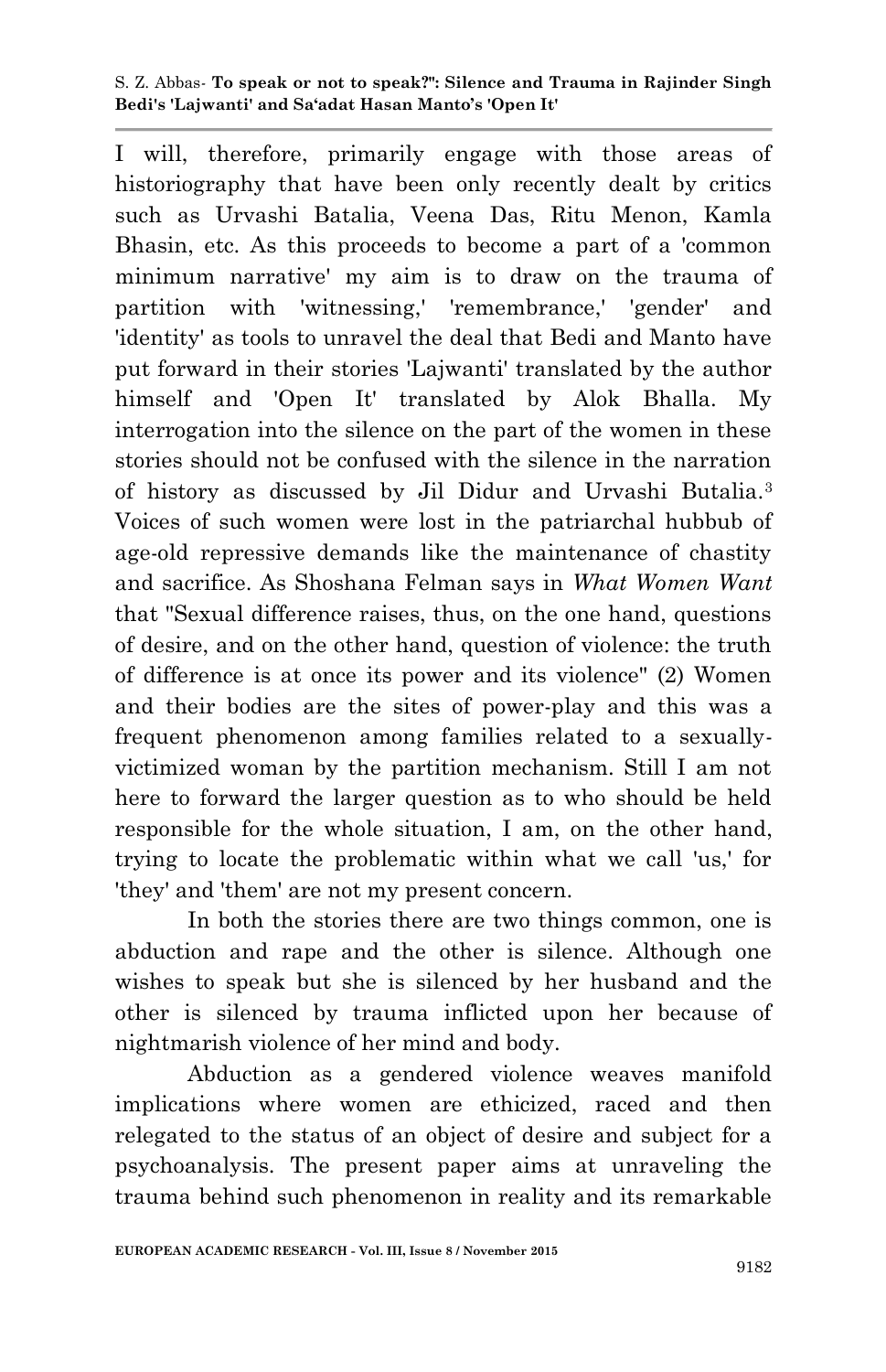I will, therefore, primarily engage with those areas of historiography that have been only recently dealt by critics such as Urvashi Batalia, Veena Das, Ritu Menon, Kamla Bhasin, etc. As this proceeds to become a part of a 'common minimum narrative' my aim is to draw on the trauma of partition with 'witnessing,' 'remembrance,' 'gender' and 'identity' as tools to unravel the deal that Bedi and Manto have put forward in their stories 'Lajwanti' translated by the author himself and 'Open It' translated by Alok Bhalla. My interrogation into the silence on the part of the women in these stories should not be confused with the silence in the narration of history as discussed by Jil Didur and Urvashi Butalia.[3] Voices of such women were lost in the patriarchal hubbub of age-old repressive demands like the maintenance of chastity and sacrifice. As Shoshana Felman says in *What Women Want* that "Sexual difference raises, thus, on the one hand, questions of desire, and on the other hand, question of violence: the truth of difference is at once its power and its violence" (2) Women and their bodies are the sites of power-play and this was a frequent phenomenon among families related to a sexually-victimized woman by the partition mechanism. Still I am not here to forward the larger question as to who should be held responsible for the whole situation, I am, on the other hand, trying to locate the problematic within what we call 'us,' for 'they' and 'them' are not my present concern.

In both the stories there are two things common, one is abduction and rape and the other is silence. Although one wishes to speak but she is silenced by her husband and the other is silenced by trauma inflicted upon her because of nightmarish violence of her mind and body.

Abduction as a gendered violence weaves manifold implications where women are ethicized, raced and then relegated to the status of an object of desire and subject for a psychoanalysis. The present paper aims at unraveling the trauma behind such phenomenon in reality and its remarkable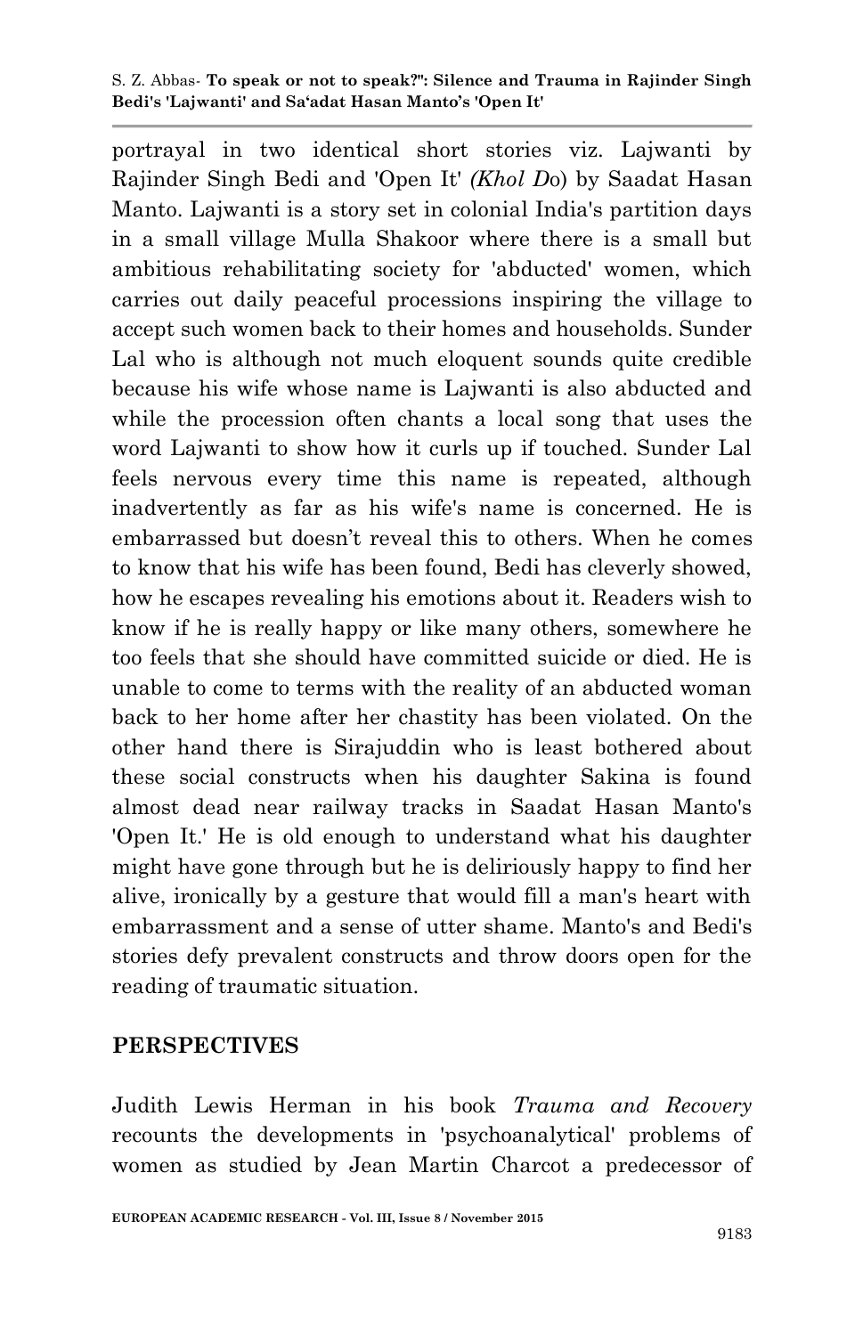portrayal in two identical short stories viz. Lajwanti by Rajinder Singh Bedi and 'Open It' *(Khol Do)* by Saadat Hasan Manto. Lajwanti is a story set in colonial India's partition days in a small village Mulla Shakoor where there is a small but ambitious rehabilitating society for 'abducted' women, which carries out daily peaceful processions inspiring the village to accept such women back to their homes and households. Sunder Lal who is although not much eloquent sounds quite credible because his wife whose name is Lajwanti is also abducted and while the procession often chants a local song that uses the word Lajwanti to show how it curls up if touched. Sunder Lal feels nervous every time this name is repeated, although inadvertently as far as his wife's name is concerned. He is embarrassed but doesn't reveal this to others. When he comes to know that his wife has been found, Bedi has cleverly showed, how he escapes revealing his emotions about it. Readers wish to know if he is really happy or like many others, somewhere he too feels that she should have committed suicide or died. He is unable to come to terms with the reality of an abducted woman back to her home after her chastity has been violated. On the other hand there is Sirajuddin who is least bothered about these social constructs when his daughter Sakina is found almost dead near railway tracks in Saadat Hasan Manto's 'Open It.' He is old enough to understand what his daughter might have gone through but he is deliriously happy to find her alive, ironically by a gesture that would fill a man's heart with embarrassment and a sense of utter shame. Manto's and Bedi's stories defy prevalent constructs and throw doors open for the reading of traumatic situation.

## PERSPECTIVES

Judith Lewis Herman in his book *Trauma and Recovery* recounts the developments in 'psychoanalytical' problems of women as studied by Jean Martin Charcot a predecessor of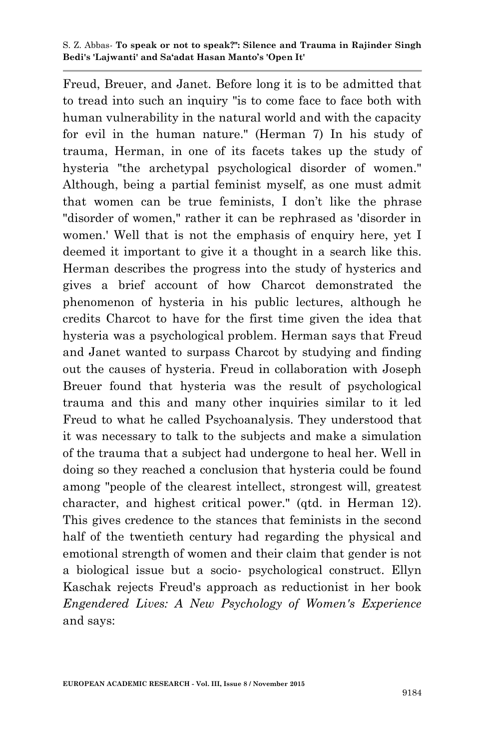Freud, Breuer, and Janet. Before long it is to be admitted that to tread into such an inquiry "is to come face to face both with human vulnerability in the natural world and with the capacity for evil in the human nature." (Herman 7) In his study of trauma, Herman, in one of its facets takes up the study of hysteria "the archetypal psychological disorder of women." Although, being a partial feminist myself, as one must admit that women can be true feminists, I don't like the phrase "disorder of women," rather it can be rephrased as 'disorder in women.' Well that is not the emphasis of enquiry here, yet I deemed it important to give it a thought in a search like this. Herman describes the progress into the study of hysterics and gives a brief account of how Charcot demonstrated the phenomenon of hysteria in his public lectures, although he credits Charcot to have for the first time given the idea that hysteria was a psychological problem. Herman says that Freud and Janet wanted to surpass Charcot by studying and finding out the causes of hysteria. Freud in collaboration with Joseph Breuer found that hysteria was the result of psychological trauma and this and many other inquiries similar to it led Freud to what he called Psychoanalysis. They understood that it was necessary to talk to the subjects and make a simulation of the trauma that a subject had undergone to heal her. Well in doing so they reached a conclusion that hysteria could be found among "people of the clearest intellect, strongest will, greatest character, and highest critical power." (qtd. in Herman 12). This gives credence to the stances that feminists in the second half of the twentieth century had regarding the physical and emotional strength of women and their claim that gender is not a biological issue but a socio- psychological construct. Ellyn Kaschak rejects Freud's approach as reductionist in her book *Engendered Lives: A New Psychology of Women's Experience* and says: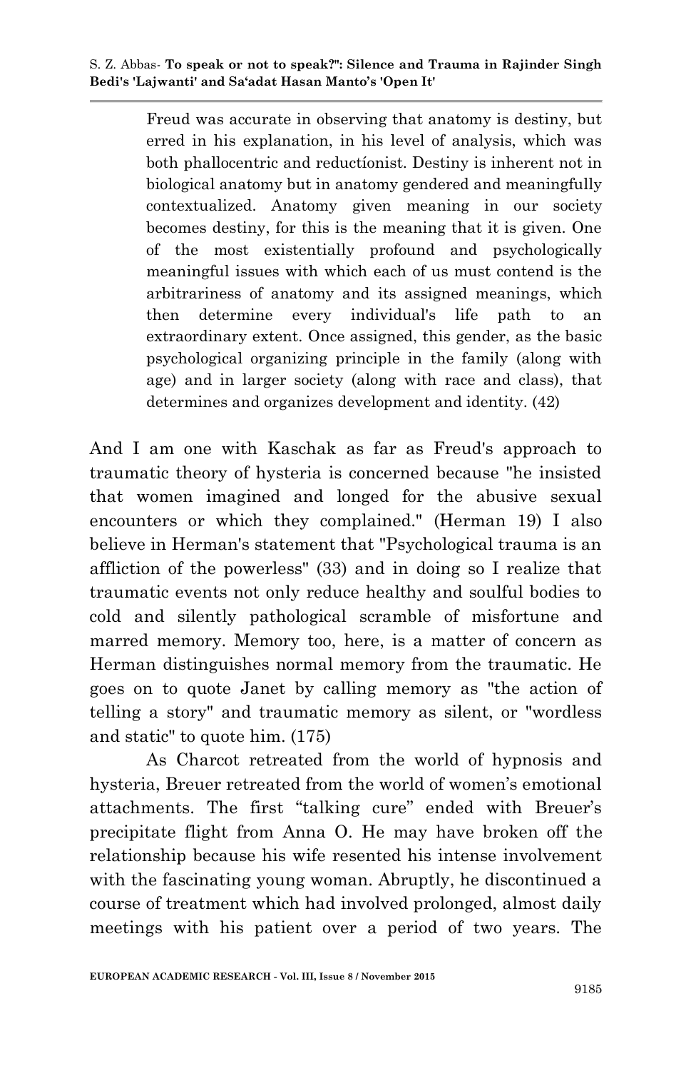> Freud was accurate in observing that anatomy is destiny, but erred in his explanation, in his level of analysis, which was both phallocentric and reductíonist. Destiny is inherent not in biological anatomy but in anatomy gendered and meaningfully contextualized. Anatomy given meaning in our society becomes destiny, for this is the meaning that it is given. One of the most existentially profound and psychologically meaningful issues with which each of us must contend is the arbitrariness of anatomy and its assigned meanings, which then determine every individual's life path to an extraordinary extent. Once assigned, this gender, as the basic psychological organizing principle in the family (along with age) and in larger society (along with race and class), that determines and organizes development and identity. (42)

And I am one with Kaschak as far as Freud's approach to traumatic theory of hysteria is concerned because "he insisted that women imagined and longed for the abusive sexual encounters or which they complained." (Herman 19) I also believe in Herman's statement that "Psychological trauma is an affliction of the powerless" (33) and in doing so I realize that traumatic events not only reduce healthy and soulful bodies to cold and silently pathological scramble of misfortune and marred memory. Memory too, here, is a matter of concern as Herman distinguishes normal memory from the traumatic. He goes on to quote Janet by calling memory as "the action of telling a story" and traumatic memory as silent, or "wordless and static" to quote him. (175)

As Charcot retreated from the world of hypnosis and hysteria, Breuer retreated from the world of women's emotional attachments. The first "talking cure" ended with Breuer's precipitate flight from Anna O. He may have broken off the relationship because his wife resented his intense involvement with the fascinating young woman. Abruptly, he discontinued a course of treatment which had involved prolonged, almost daily meetings with his patient over a period of two years. The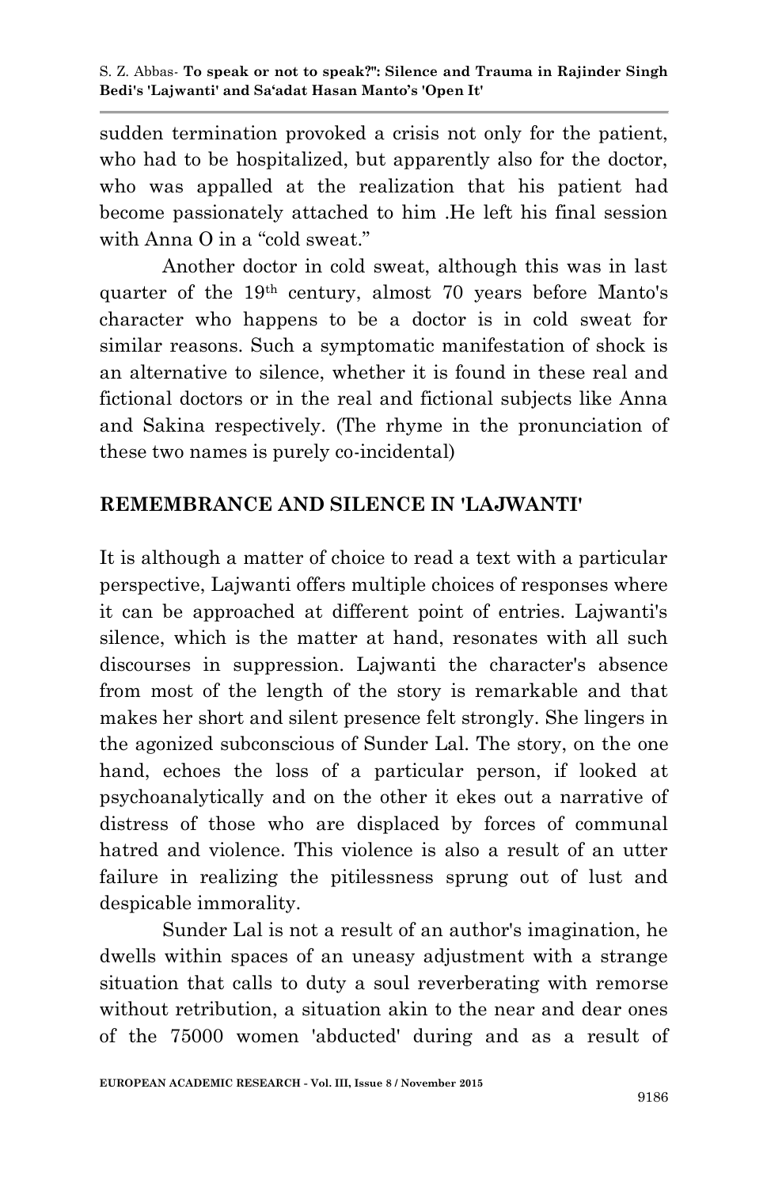sudden termination provoked a crisis not only for the patient, who had to be hospitalized, but apparently also for the doctor, who was appalled at the realization that his patient had become passionately attached to him .He left his final session with Anna O in a "cold sweat."

Another doctor in cold sweat, although this was in last quarter of the 19th century, almost 70 years before Manto's character who happens to be a doctor is in cold sweat for similar reasons. Such a symptomatic manifestation of shock is an alternative to silence, whether it is found in these real and fictional doctors or in the real and fictional subjects like Anna and Sakina respectively. (The rhyme in the pronunciation of these two names is purely co-incidental)

## REMEMBRANCE AND SILENCE IN 'LAJWANTI'

It is although a matter of choice to read a text with a particular perspective, Lajwanti offers multiple choices of responses where it can be approached at different point of entries. Lajwanti's silence, which is the matter at hand, resonates with all such discourses in suppression. Lajwanti the character's absence from most of the length of the story is remarkable and that makes her short and silent presence felt strongly. She lingers in the agonized subconscious of Sunder Lal. The story, on the one hand, echoes the loss of a particular person, if looked at psychoanalytically and on the other it ekes out a narrative of distress of those who are displaced by forces of communal hatred and violence. This violence is also a result of an utter failure in realizing the pitilessness sprung out of lust and despicable immorality.

Sunder Lal is not a result of an author's imagination, he dwells within spaces of an uneasy adjustment with a strange situation that calls to duty a soul reverberating with remorse without retribution, a situation akin to the near and dear ones of the 75000 women 'abducted' during and as a result of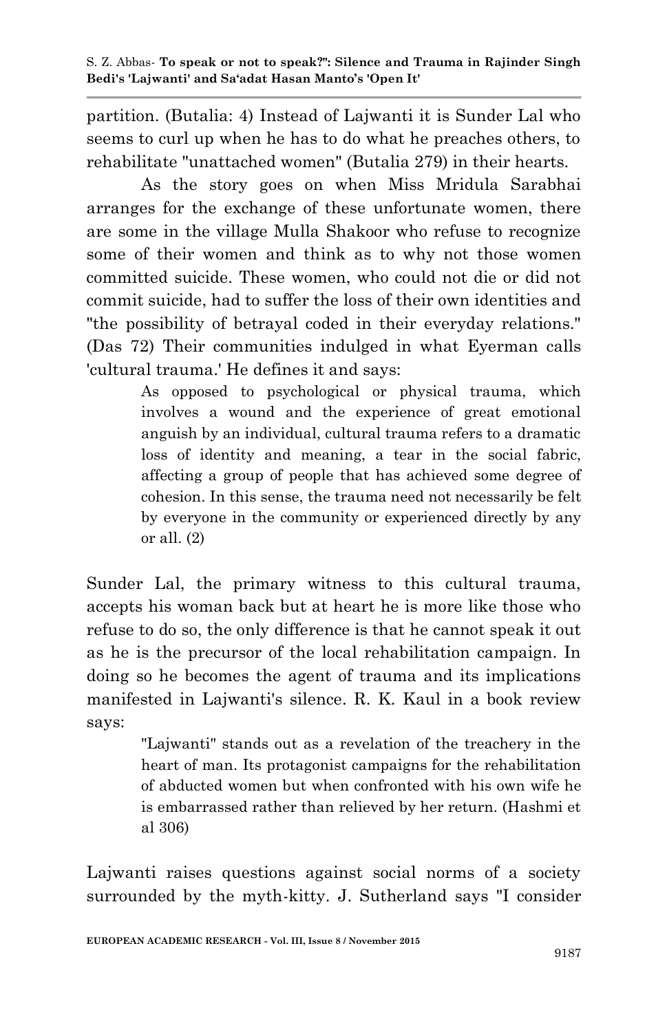partition. (Butalia: 4) Instead of Lajwanti it is Sunder Lal who seems to curl up when he has to do what he preaches others, to rehabilitate "unattached women" (Butalia 279) in their hearts.

As the story goes on when Miss Mridula Sarabhai arranges for the exchange of these unfortunate women, there are some in the village Mulla Shakoor who refuse to recognize some of their women and think as to why not those women committed suicide. These women, who could not die or did not commit suicide, had to suffer the loss of their own identities and "the possibility of betrayal coded in their everyday relations." (Das 72) Their communities indulged in what Eyerman calls 'cultural trauma.' He defines it and says:

> As opposed to psychological or physical trauma, which involves a wound and the experience of great emotional anguish by an individual, cultural trauma refers to a dramatic loss of identity and meaning, a tear in the social fabric, affecting a group of people that has achieved some degree of cohesion. In this sense, the trauma need not necessarily be felt by everyone in the community or experienced directly by any or all. (2)

Sunder Lal, the primary witness to this cultural trauma, accepts his woman back but at heart he is more like those who refuse to do so, the only difference is that he cannot speak it out as he is the precursor of the local rehabilitation campaign. In doing so he becomes the agent of trauma and its implications manifested in Lajwanti's silence. R. K. Kaul in a book review says:

> "Lajwanti" stands out as a revelation of the treachery in the heart of man. Its protagonist campaigns for the rehabilitation of abducted women but when confronted with his own wife he is embarrassed rather than relieved by her return. (Hashmi et al 306)

Lajwanti raises questions against social norms of a society surrounded by the myth-kitty. J. Sutherland says "I consider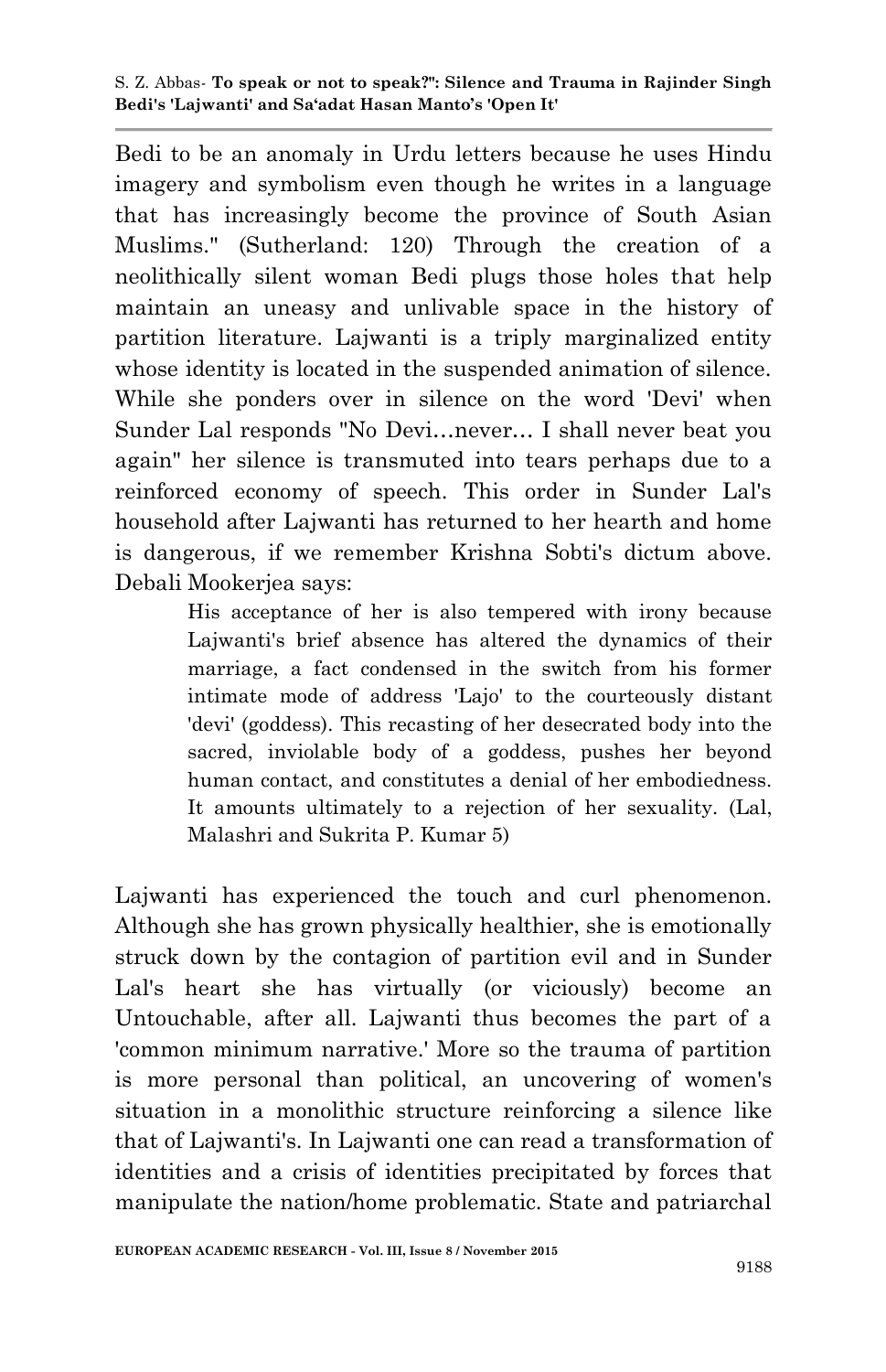Bedi to be an anomaly in Urdu letters because he uses Hindu imagery and symbolism even though he writes in a language that has increasingly become the province of South Asian Muslims." (Sutherland: 120) Through the creation of a neolithically silent woman Bedi plugs those holes that help maintain an uneasy and unlivable space in the history of partition literature. Lajwanti is a triply marginalized entity whose identity is located in the suspended animation of silence. While she ponders over in silence on the word 'Devi' when Sunder Lal responds "No Devi…never… I shall never beat you again" her silence is transmuted into tears perhaps due to a reinforced economy of speech. This order in Sunder Lal's household after Lajwanti has returned to her hearth and home is dangerous, if we remember Krishna Sobti's dictum above. Debali Mookerjea says:

> His acceptance of her is also tempered with irony because Lajwanti's brief absence has altered the dynamics of their marriage, a fact condensed in the switch from his former intimate mode of address 'Lajo' to the courteously distant 'devi' (goddess). This recasting of her desecrated body into the sacred, inviolable body of a goddess, pushes her beyond human contact, and constitutes a denial of her embodiedness. It amounts ultimately to a rejection of her sexuality. (Lal, Malashri and Sukrita P. Kumar 5)

Lajwanti has experienced the touch and curl phenomenon. Although she has grown physically healthier, she is emotionally struck down by the contagion of partition evil and in Sunder Lal's heart she has virtually (or viciously) become an Untouchable, after all. Lajwanti thus becomes the part of a 'common minimum narrative.' More so the trauma of partition is more personal than political, an uncovering of women's situation in a monolithic structure reinforcing a silence like that of Lajwanti's. In Lajwanti one can read a transformation of identities and a crisis of identities precipitated by forces that manipulate the nation/home problematic. State and patriarchal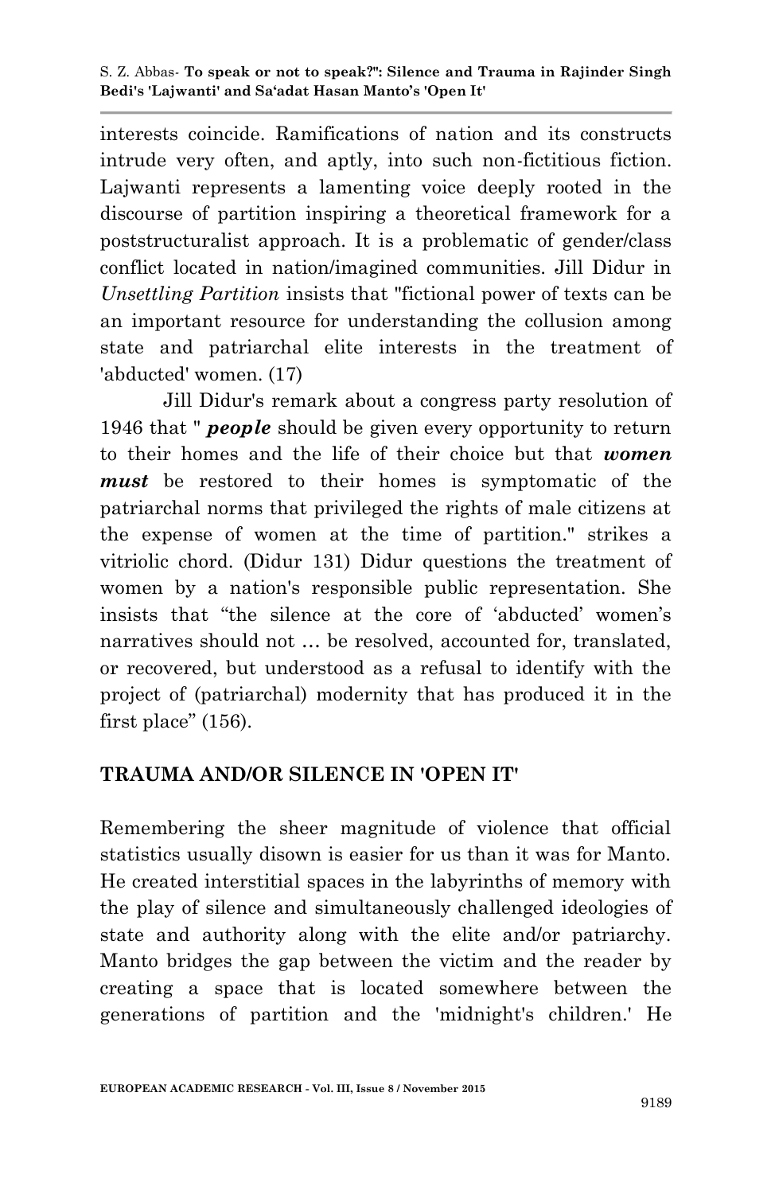interests coincide. Ramifications of nation and its constructs intrude very often, and aptly, into such non-fictitious fiction. Lajwanti represents a lamenting voice deeply rooted in the discourse of partition inspiring a theoretical framework for a poststructuralist approach. It is a problematic of gender/class conflict located in nation/imagined communities. Jill Didur in *Unsettling Partition* insists that "fictional power of texts can be an important resource for understanding the collusion among state and patriarchal elite interests in the treatment of 'abducted' women. (17)

Jill Didur's remark about a congress party resolution of 1946 that " ***people*** should be given every opportunity to return to their homes and the life of their choice but that ***women must*** be restored to their homes is symptomatic of the patriarchal norms that privileged the rights of male citizens at the expense of women at the time of partition." strikes a vitriolic chord. (Didur 131) Didur questions the treatment of women by a nation's responsible public representation. She insists that "the silence at the core of 'abducted' women's narratives should not … be resolved, accounted for, translated, or recovered, but understood as a refusal to identify with the project of (patriarchal) modernity that has produced it in the first place" (156).

## TRAUMA AND/OR SILENCE IN 'OPEN IT'

Remembering the sheer magnitude of violence that official statistics usually disown is easier for us than it was for Manto. He created interstitial spaces in the labyrinths of memory with the play of silence and simultaneously challenged ideologies of state and authority along with the elite and/or patriarchy. Manto bridges the gap between the victim and the reader by creating a space that is located somewhere between the generations of partition and the 'midnight's children.' He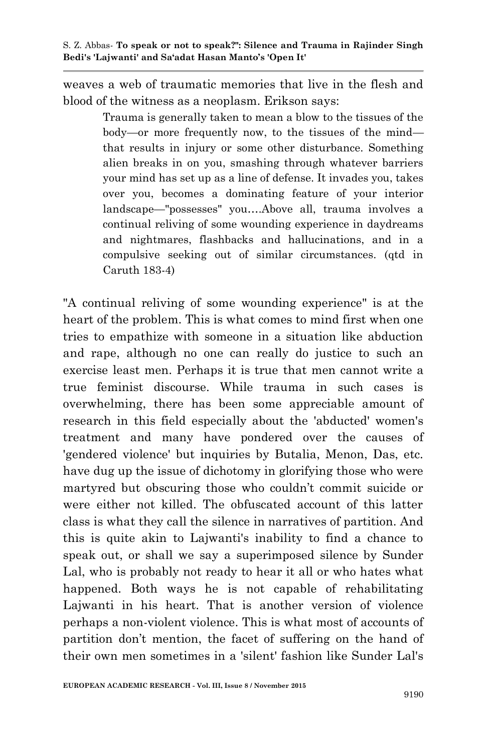weaves a web of traumatic memories that live in the flesh and blood of the witness as a neoplasm. Erikson says:

> Trauma is generally taken to mean a blow to the tissues of the body—or more frequently now, to the tissues of the mind—that results in injury or some other disturbance. Something alien breaks in on you, smashing through whatever barriers your mind has set up as a line of defense. It invades you, takes over you, becomes a dominating feature of your interior landscape—"possesses" you….Above all, trauma involves a continual reliving of some wounding experience in daydreams and nightmares, flashbacks and hallucinations, and in a compulsive seeking out of similar circumstances. (qtd in Caruth 183-4)

"A continual reliving of some wounding experience" is at the heart of the problem. This is what comes to mind first when one tries to empathize with someone in a situation like abduction and rape, although no one can really do justice to such an exercise least men. Perhaps it is true that men cannot write a true feminist discourse. While trauma in such cases is overwhelming, there has been some appreciable amount of research in this field especially about the 'abducted' women's treatment and many have pondered over the causes of 'gendered violence' but inquiries by Butalia, Menon, Das, etc. have dug up the issue of dichotomy in glorifying those who were martyred but obscuring those who couldn't commit suicide or were either not killed. The obfuscated account of this latter class is what they call the silence in narratives of partition. And this is quite akin to Lajwanti's inability to find a chance to speak out, or shall we say a superimposed silence by Sunder Lal, who is probably not ready to hear it all or who hates what happened. Both ways he is not capable of rehabilitating Lajwanti in his heart. That is another version of violence perhaps a non-violent violence. This is what most of accounts of partition don't mention, the facet of suffering on the hand of their own men sometimes in a 'silent' fashion like Sunder Lal's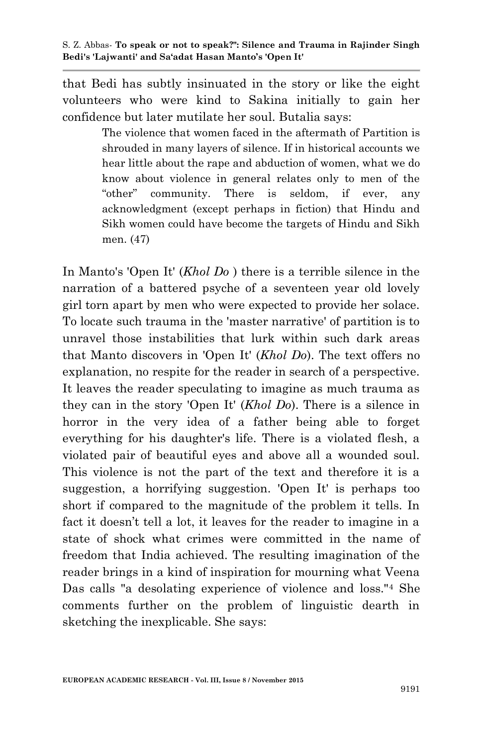that Bedi has subtly insinuated in the story or like the eight volunteers who were kind to Sakina initially to gain her confidence but later mutilate her soul. Butalia says:

> The violence that women faced in the aftermath of Partition is shrouded in many layers of silence. If in historical accounts we hear little about the rape and abduction of women, what we do know about violence in general relates only to men of the "other" community. There is seldom, if ever, any acknowledgment (except perhaps in fiction) that Hindu and Sikh women could have become the targets of Hindu and Sikh men. (47)

In Manto's 'Open It' (*Khol Do* ) there is a terrible silence in the narration of a battered psyche of a seventeen year old lovely girl torn apart by men who were expected to provide her solace. To locate such trauma in the 'master narrative' of partition is to unravel those instabilities that lurk within such dark areas that Manto discovers in 'Open It' (*Khol Do*). The text offers no explanation, no respite for the reader in search of a perspective. It leaves the reader speculating to imagine as much trauma as they can in the story 'Open It' (*Khol Do*). There is a silence in horror in the very idea of a father being able to forget everything for his daughter's life. There is a violated flesh, a violated pair of beautiful eyes and above all a wounded soul. This violence is not the part of the text and therefore it is a suggestion, a horrifying suggestion. 'Open It' is perhaps too short if compared to the magnitude of the problem it tells. In fact it doesn't tell a lot, it leaves for the reader to imagine in a state of shock what crimes were committed in the name of freedom that India achieved. The resulting imagination of the reader brings in a kind of inspiration for mourning what Veena Das calls "a desolating experience of violence and loss."[4] She comments further on the problem of linguistic dearth in sketching the inexplicable. She says: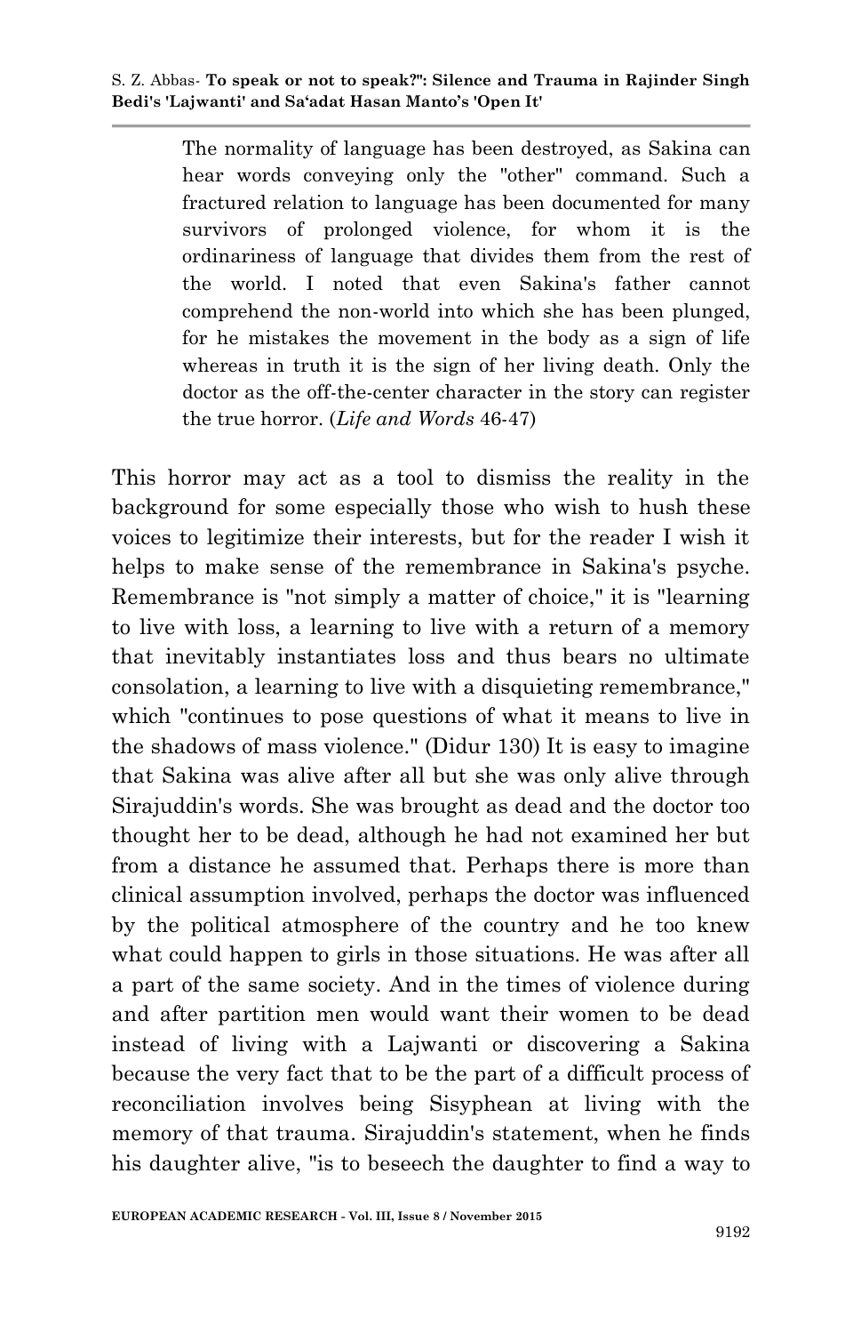> The normality of language has been destroyed, as Sakina can hear words conveying only the "other" command. Such a fractured relation to language has been documented for many survivors of prolonged violence, for whom it is the ordinariness of language that divides them from the rest of the world. I noted that even Sakina's father cannot comprehend the non-world into which she has been plunged, for he mistakes the movement in the body as a sign of life whereas in truth it is the sign of her living death. Only the doctor as the off-the-center character in the story can register the true horror. (*Life and Words* 46-47)

This horror may act as a tool to dismiss the reality in the background for some especially those who wish to hush these voices to legitimize their interests, but for the reader I wish it helps to make sense of the remembrance in Sakina's psyche. Remembrance is "not simply a matter of choice," it is "learning to live with loss, a learning to live with a return of a memory that inevitably instantiates loss and thus bears no ultimate consolation, a learning to live with a disquieting remembrance," which "continues to pose questions of what it means to live in the shadows of mass violence." (Didur 130) It is easy to imagine that Sakina was alive after all but she was only alive through Sirajuddin's words. She was brought as dead and the doctor too thought her to be dead, although he had not examined her but from a distance he assumed that. Perhaps there is more than clinical assumption involved, perhaps the doctor was influenced by the political atmosphere of the country and he too knew what could happen to girls in those situations. He was after all a part of the same society. And in the times of violence during and after partition men would want their women to be dead instead of living with a Lajwanti or discovering a Sakina because the very fact that to be the part of a difficult process of reconciliation involves being Sisyphean at living with the memory of that trauma. Sirajuddin's statement, when he finds his daughter alive, "is to beseech the daughter to find a way to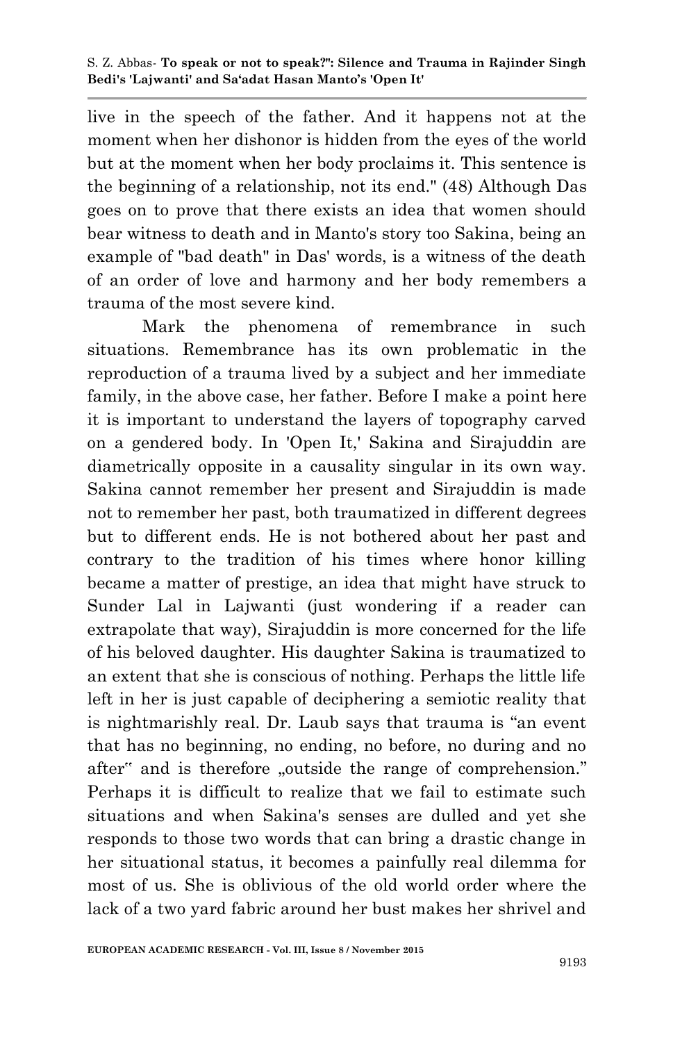live in the speech of the father. And it happens not at the moment when her dishonor is hidden from the eyes of the world but at the moment when her body proclaims it. This sentence is the beginning of a relationship, not its end." (48) Although Das goes on to prove that there exists an idea that women should bear witness to death and in Manto's story too Sakina, being an example of "bad death" in Das' words, is a witness of the death of an order of love and harmony and her body remembers a trauma of the most severe kind.

Mark the phenomena of remembrance in such situations. Remembrance has its own problematic in the reproduction of a trauma lived by a subject and her immediate family, in the above case, her father. Before I make a point here it is important to understand the layers of topography carved on a gendered body. In 'Open It,' Sakina and Sirajuddin are diametrically opposite in a causality singular in its own way. Sakina cannot remember her present and Sirajuddin is made not to remember her past, both traumatized in different degrees but to different ends. He is not bothered about her past and contrary to the tradition of his times where honor killing became a matter of prestige, an idea that might have struck to Sunder Lal in Lajwanti (just wondering if a reader can extrapolate that way), Sirajuddin is more concerned for the life of his beloved daughter. His daughter Sakina is traumatized to an extent that she is conscious of nothing. Perhaps the little life left in her is just capable of deciphering a semiotic reality that is nightmarishly real. Dr. Laub says that trauma is "an event that has no beginning, no ending, no before, no during and no after" and is therefore „outside the range of comprehension." Perhaps it is difficult to realize that we fail to estimate such situations and when Sakina's senses are dulled and yet she responds to those two words that can bring a drastic change in her situational status, it becomes a painfully real dilemma for most of us. She is oblivious of the old world order where the lack of a two yard fabric around her bust makes her shrivel and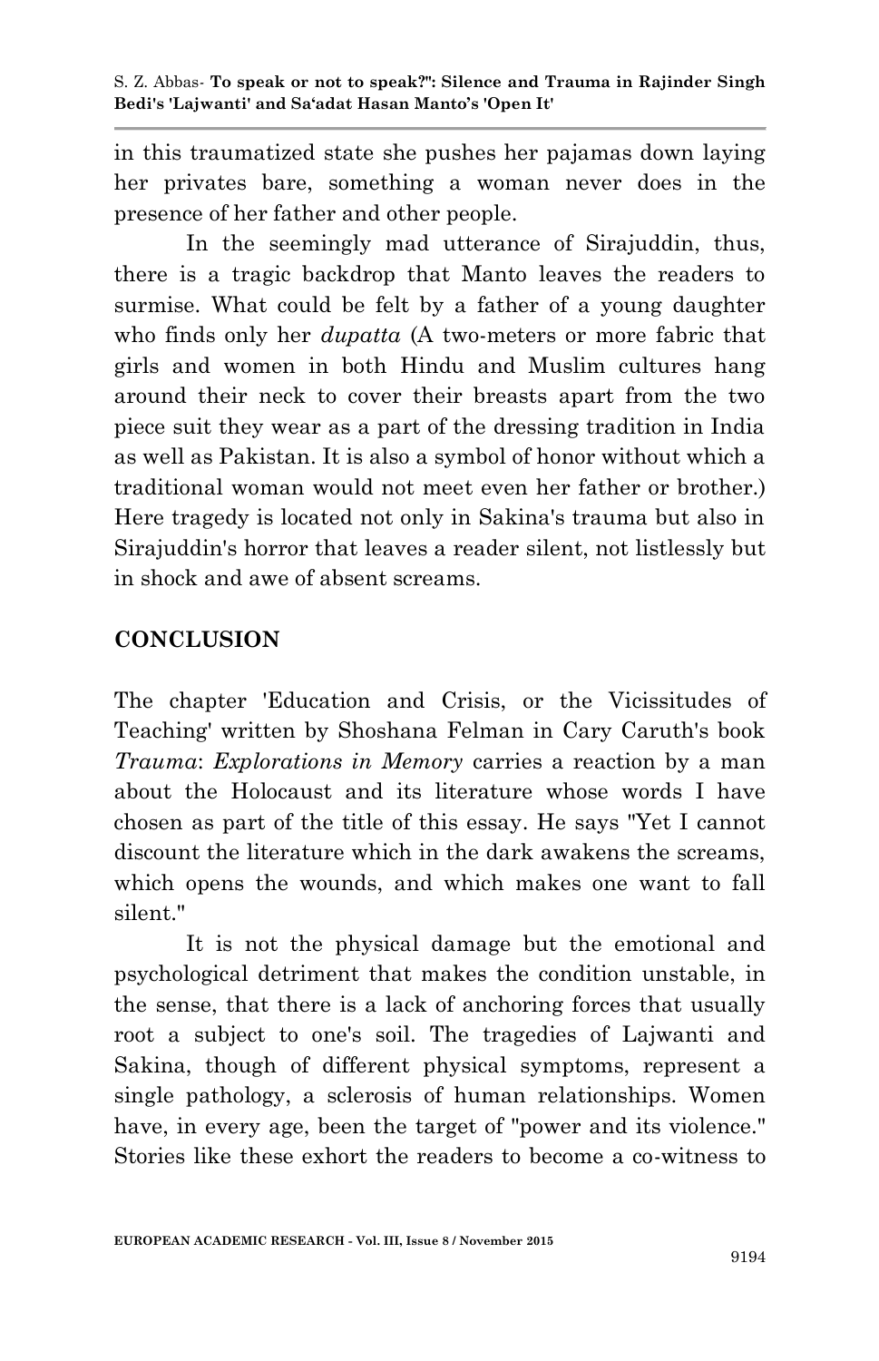in this traumatized state she pushes her pajamas down laying her privates bare, something a woman never does in the presence of her father and other people.

In the seemingly mad utterance of Sirajuddin, thus, there is a tragic backdrop that Manto leaves the readers to surmise. What could be felt by a father of a young daughter who finds only her *dupatta* (A two-meters or more fabric that girls and women in both Hindu and Muslim cultures hang around their neck to cover their breasts apart from the two piece suit they wear as a part of the dressing tradition in India as well as Pakistan. It is also a symbol of honor without which a traditional woman would not meet even her father or brother.) Here tragedy is located not only in Sakina's trauma but also in Sirajuddin's horror that leaves a reader silent, not listlessly but in shock and awe of absent screams.

## CONCLUSION

The chapter 'Education and Crisis, or the Vicissitudes of Teaching' written by Shoshana Felman in Cary Caruth's book *Trauma*: *Explorations in Memory* carries a reaction by a man about the Holocaust and its literature whose words I have chosen as part of the title of this essay. He says "Yet I cannot discount the literature which in the dark awakens the screams, which opens the wounds, and which makes one want to fall silent."

It is not the physical damage but the emotional and psychological detriment that makes the condition unstable, in the sense, that there is a lack of anchoring forces that usually root a subject to one's soil. The tragedies of Lajwanti and Sakina, though of different physical symptoms, represent a single pathology, a sclerosis of human relationships. Women have, in every age, been the target of "power and its violence." Stories like these exhort the readers to become a co-witness to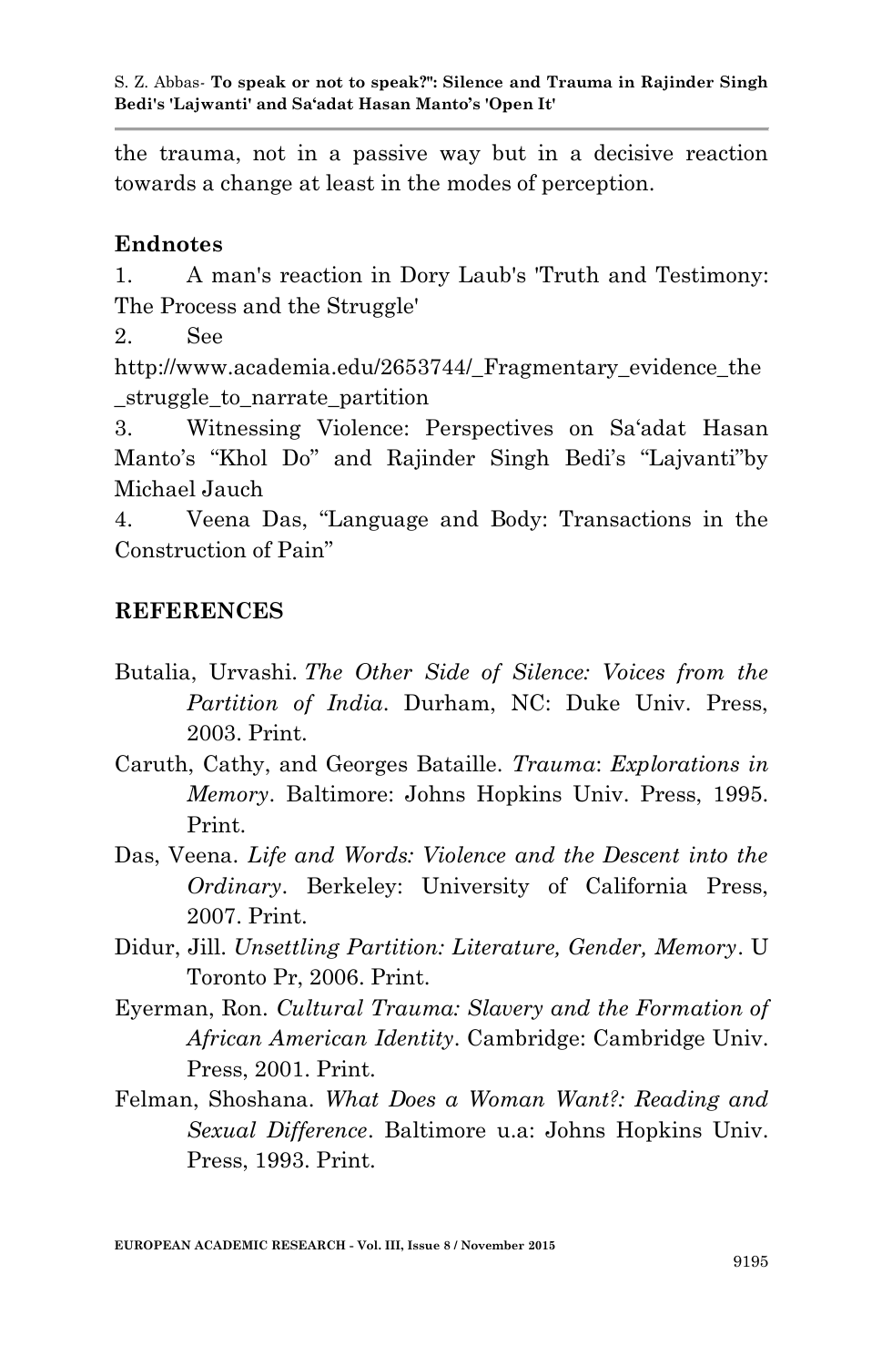the trauma, not in a passive way but in a decisive reaction towards a change at least in the modes of perception.

## Endnotes

1. A man's reaction in Dory Laub's 'Truth and Testimony: The Process and the Struggle'
2. See http://www.academia.edu/2653744/_Fragmentary_evidence_the_struggle_to_narrate_partition
3. Witnessing Violence: Perspectives on Sa'adat Hasan Manto's "Khol Do" and Rajinder Singh Bedi's "Lajvanti"by Michael Jauch
4. Veena Das, "Language and Body: Transactions in the Construction of Pain"

## REFERENCES

Butalia, Urvashi. *The Other Side of Silence: Voices from the Partition of India*. Durham, NC: Duke Univ. Press, 2003. Print.

Caruth, Cathy, and Georges Bataille. *Trauma*: *Explorations in Memory*. Baltimore: Johns Hopkins Univ. Press, 1995. Print.

Das, Veena. *Life and Words: Violence and the Descent into the Ordinary*. Berkeley: University of California Press, 2007. Print.

Didur, Jill. *Unsettling Partition: Literature, Gender, Memory*. U Toronto Pr, 2006. Print.

Eyerman, Ron. *Cultural Trauma: Slavery and the Formation of African American Identity*. Cambridge: Cambridge Univ. Press, 2001. Print.

Felman, Shoshana. *What Does a Woman Want?: Reading and Sexual Difference*. Baltimore u.a: Johns Hopkins Univ. Press, 1993. Print.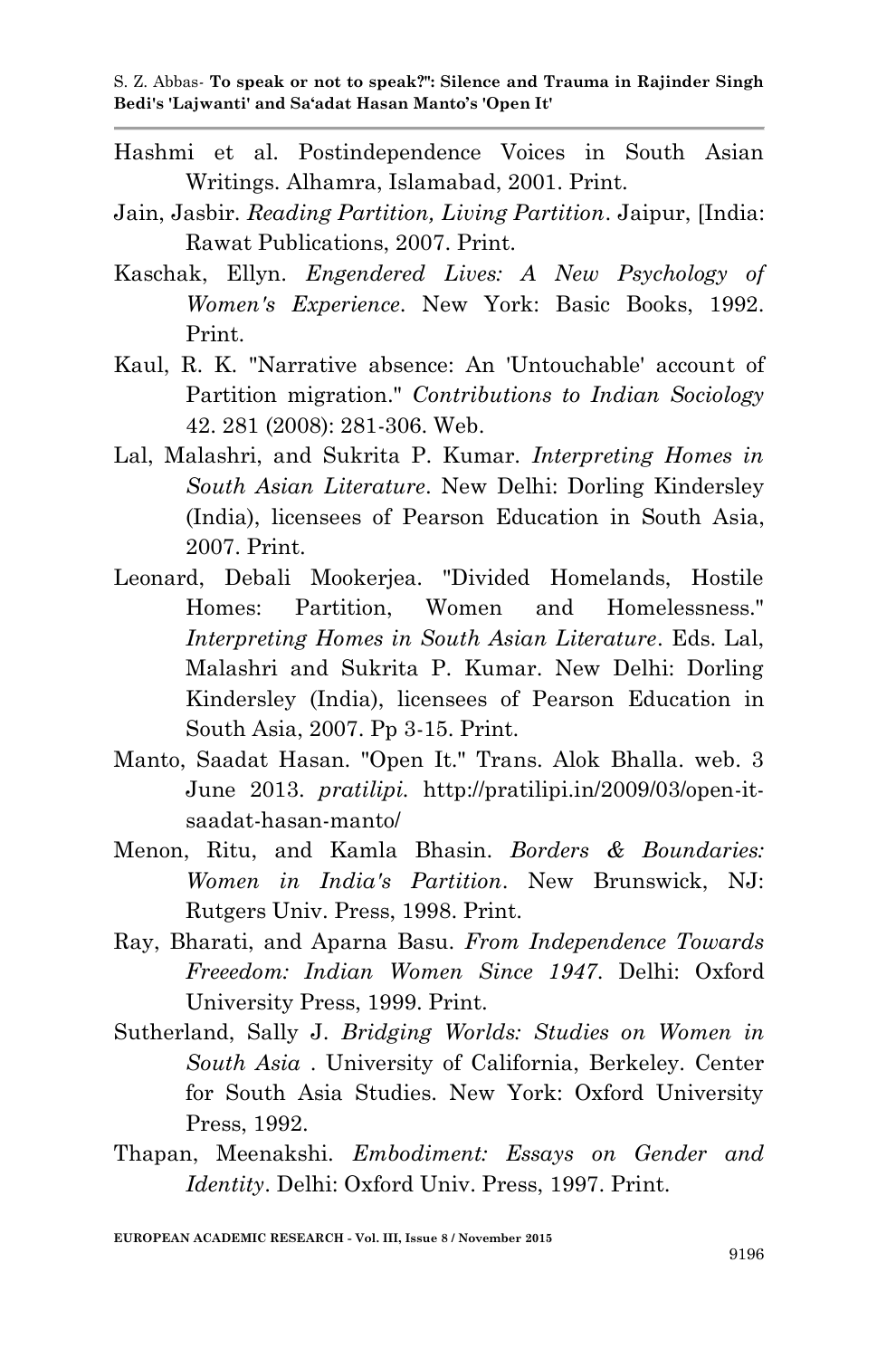Hashmi et al. Postindependence Voices in South Asian Writings. Alhamra, Islamabad, 2001. Print.

Jain, Jasbir. *Reading Partition, Living Partition*. Jaipur, [India: Rawat Publications, 2007. Print.

Kaschak, Ellyn. *Engendered Lives: A New Psychology of Women's Experience*. New York: Basic Books, 1992. Print.

Kaul, R. K. "Narrative absence: An 'Untouchable' account of Partition migration." *Contributions to Indian Sociology* 42. 281 (2008): 281-306. Web.

Lal, Malashri, and Sukrita P. Kumar. *Interpreting Homes in South Asian Literature*. New Delhi: Dorling Kindersley (India), licensees of Pearson Education in South Asia, 2007. Print.

Leonard, Debali Mookerjea. "Divided Homelands, Hostile Homes: Partition, Women and Homelessness." *Interpreting Homes in South Asian Literature*. Eds. Lal, Malashri and Sukrita P. Kumar. New Delhi: Dorling Kindersley (India), licensees of Pearson Education in South Asia, 2007. Pp 3-15. Print.

Manto, Saadat Hasan. "Open It." Trans. Alok Bhalla. web. 3 June 2013. *pratilipi.* http://pratilipi.in/2009/03/open-it-saadat-hasan-manto/

Menon, Ritu, and Kamla Bhasin. *Borders & Boundaries: Women in India's Partition*. New Brunswick, NJ: Rutgers Univ. Press, 1998. Print.

Ray, Bharati, and Aparna Basu. *From Independence Towards Freeedom: Indian Women Since 1947*. Delhi: Oxford University Press, 1999. Print.

Sutherland, Sally J. *Bridging Worlds: Studies on Women in South Asia* . University of California, Berkeley. Center for South Asia Studies. New York: Oxford University Press, 1992.

Thapan, Meenakshi. *Embodiment: Essays on Gender and Identity*. Delhi: Oxford Univ. Press, 1997. Print.